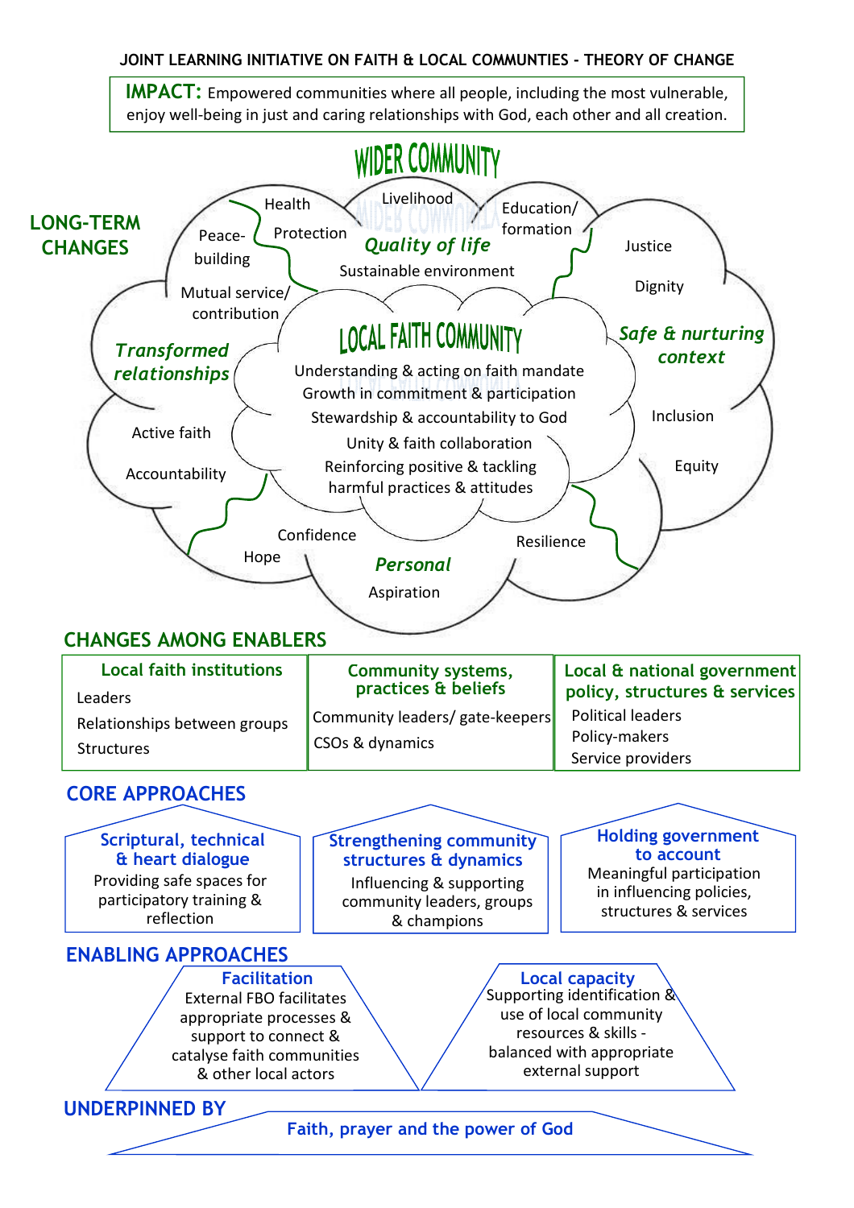# JOINT LEARNING INITIATIVE ON FAITH & LOCAL COMMUNTIES - THEORY OF CHANGE

**IMPACT:** Empowered communities where all people, including the most vulnerable, enjoy well-being in just and caring relationships with God, each other and all creation.

## LONG-TERM CHANGES

### WIDER COMMUNITY

***Quality of life***

- Health
- Livelihood
- Education/ formation
- Protection
- Sustainable environment

***Safe & nurturing context***

- Justice
- Dignity
- Inclusion
- Equity

***Personal***

- Confidence
- Hope
- Resilience
- Aspiration

***Transformed relationships***

- Peace-building
- Mutual service/ contribution
- Active faith
- Accountability

### LOCAL FAITH COMMUNITY

- Understanding & acting on faith mandate
- Growth in commitment & participation
- Stewardship & accountability to God
- Unity & faith collaboration
- Reinforcing positive & tackling harmful practices & attitudes

## CHANGES AMONG ENABLERS

| Local faith institutions | Community systems, practices & beliefs | Local & national government policy, structures & services |
|---|---|---|
| Leaders<br>Relationships between groups<br>Structures | Community leaders/ gate-keepers<br>CSOs & dynamics | Political leaders<br>Policy-makers<br>Service providers |

## CORE APPROACHES

**Scriptural, technical & heart dialogue**
Providing safe spaces for participatory training & reflection

**Strengthening community structures & dynamics**
Influencing & supporting community leaders, groups & champions

**Holding government to account**
Meaningful participation in influencing policies, structures & services

## ENABLING APPROACHES

**Facilitation**
External FBO facilitates appropriate processes & support to connect & catalyse faith communities & other local actors

**Local capacity**
Supporting identification & use of local community resources & skills - balanced with appropriate external support

## UNDERPINNED BY

**Faith, prayer and the power of God**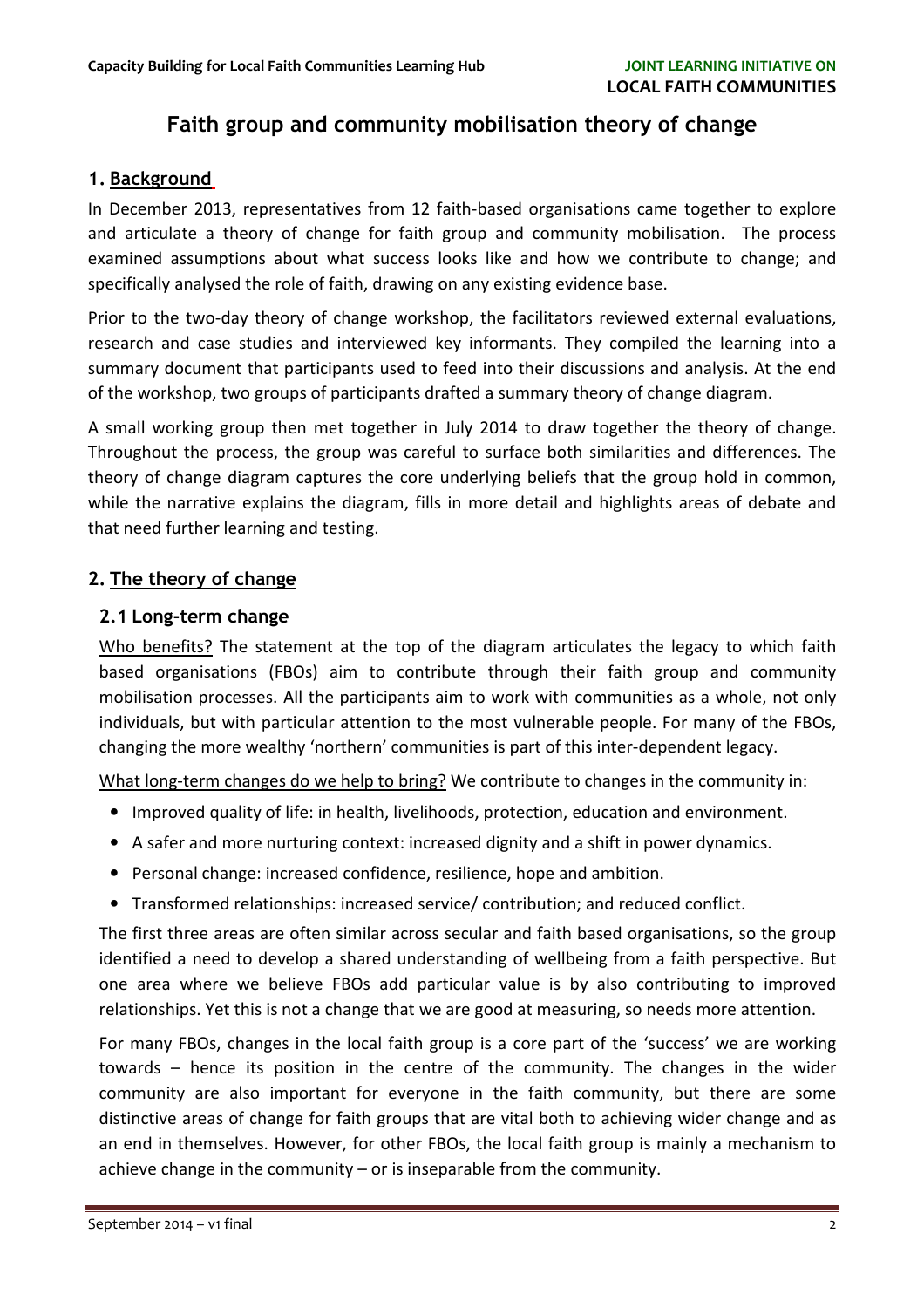# Faith group and community mobilisation theory of change

## 1. Background

In December 2013, representatives from 12 faith-based organisations came together to explore and articulate a theory of change for faith group and community mobilisation. The process examined assumptions about what success looks like and how we contribute to change; and specifically analysed the role of faith, drawing on any existing evidence base.

Prior to the two-day theory of change workshop, the facilitators reviewed external evaluations, research and case studies and interviewed key informants. They compiled the learning into a summary document that participants used to feed into their discussions and analysis. At the end of the workshop, two groups of participants drafted a summary theory of change diagram.

A small working group then met together in July 2014 to draw together the theory of change. Throughout the process, the group was careful to surface both similarities and differences. The theory of change diagram captures the core underlying beliefs that the group hold in common, while the narrative explains the diagram, fills in more detail and highlights areas of debate and that need further learning and testing.

## 2. The theory of change

### 2.1 Long-term change

Who benefits? The statement at the top of the diagram articulates the legacy to which faith based organisations (FBOs) aim to contribute through their faith group and community mobilisation processes. All the participants aim to work with communities as a whole, not only individuals, but with particular attention to the most vulnerable people. For many of the FBOs, changing the more wealthy 'northern' communities is part of this inter-dependent legacy.

What long-term changes do we help to bring? We contribute to changes in the community in:

- Improved quality of life: in health, livelihoods, protection, education and environment.
- A safer and more nurturing context: increased dignity and a shift in power dynamics.
- Personal change: increased confidence, resilience, hope and ambition.
- Transformed relationships: increased service/ contribution; and reduced conflict.

The first three areas are often similar across secular and faith based organisations, so the group identified a need to develop a shared understanding of wellbeing from a faith perspective. But one area where we believe FBOs add particular value is by also contributing to improved relationships. Yet this is not a change that we are good at measuring, so needs more attention.

For many FBOs, changes in the local faith group is a core part of the 'success' we are working towards – hence its position in the centre of the community. The changes in the wider community are also important for everyone in the faith community, but there are some distinctive areas of change for faith groups that are vital both to achieving wider change and as an end in themselves. However, for other FBOs, the local faith group is mainly a mechanism to achieve change in the community – or is inseparable from the community.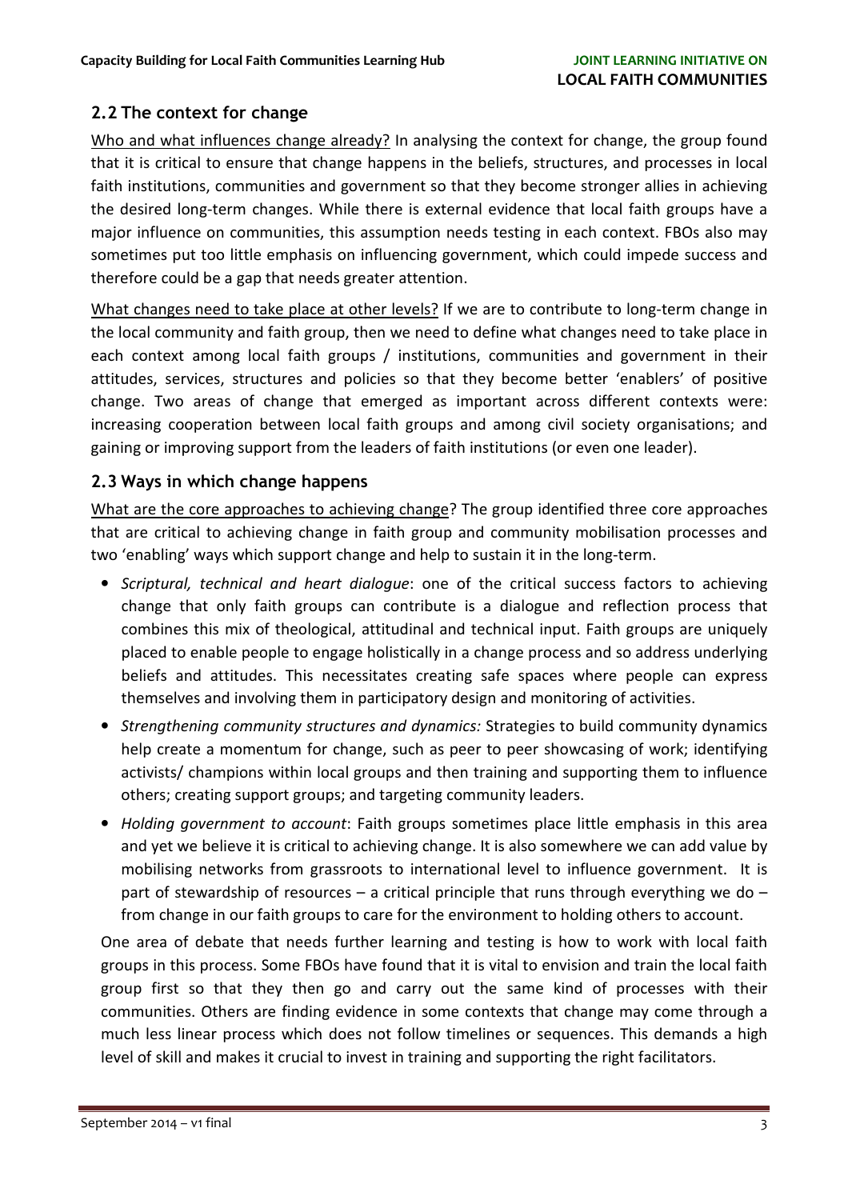## 2.2 The context for change

Who and what influences change already? In analysing the context for change, the group found that it is critical to ensure that change happens in the beliefs, structures, and processes in local faith institutions, communities and government so that they become stronger allies in achieving the desired long-term changes. While there is external evidence that local faith groups have a major influence on communities, this assumption needs testing in each context. FBOs also may sometimes put too little emphasis on influencing government, which could impede success and therefore could be a gap that needs greater attention.

What changes need to take place at other levels? If we are to contribute to long-term change in the local community and faith group, then we need to define what changes need to take place in each context among local faith groups / institutions, communities and government in their attitudes, services, structures and policies so that they become better 'enablers' of positive change. Two areas of change that emerged as important across different contexts were: increasing cooperation between local faith groups and among civil society organisations; and gaining or improving support from the leaders of faith institutions (or even one leader).

## 2.3 Ways in which change happens

What are the core approaches to achieving change? The group identified three core approaches that are critical to achieving change in faith group and community mobilisation processes and two 'enabling' ways which support change and help to sustain it in the long-term.

- *Scriptural, technical and heart dialogue*: one of the critical success factors to achieving change that only faith groups can contribute is a dialogue and reflection process that combines this mix of theological, attitudinal and technical input. Faith groups are uniquely placed to enable people to engage holistically in a change process and so address underlying beliefs and attitudes. This necessitates creating safe spaces where people can express themselves and involving them in participatory design and monitoring of activities.
- *Strengthening community structures and dynamics:* Strategies to build community dynamics help create a momentum for change, such as peer to peer showcasing of work; identifying activists/ champions within local groups and then training and supporting them to influence others; creating support groups; and targeting community leaders.
- *Holding government to account*: Faith groups sometimes place little emphasis in this area and yet we believe it is critical to achieving change. It is also somewhere we can add value by mobilising networks from grassroots to international level to influence government. It is part of stewardship of resources – a critical principle that runs through everything we do – from change in our faith groups to care for the environment to holding others to account.

One area of debate that needs further learning and testing is how to work with local faith groups in this process. Some FBOs have found that it is vital to envision and train the local faith group first so that they then go and carry out the same kind of processes with their communities. Others are finding evidence in some contexts that change may come through a much less linear process which does not follow timelines or sequences. This demands a high level of skill and makes it crucial to invest in training and supporting the right facilitators.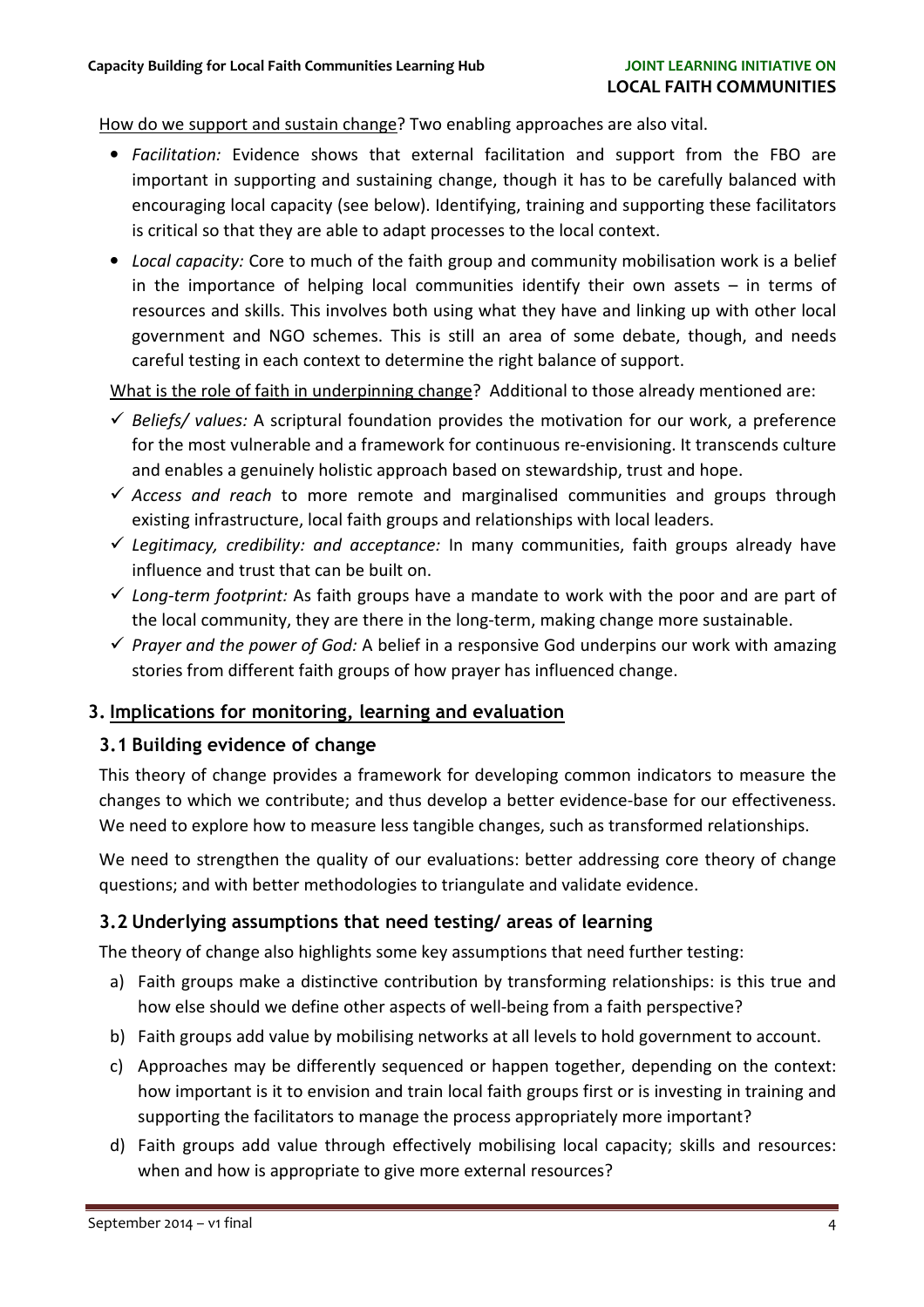How do we support and sustain change? Two enabling approaches are also vital.

- *Facilitation:* Evidence shows that external facilitation and support from the FBO are important in supporting and sustaining change, though it has to be carefully balanced with encouraging local capacity (see below). Identifying, training and supporting these facilitators is critical so that they are able to adapt processes to the local context.
- *Local capacity:* Core to much of the faith group and community mobilisation work is a belief in the importance of helping local communities identify their own assets – in terms of resources and skills. This involves both using what they have and linking up with other local government and NGO schemes. This is still an area of some debate, though, and needs careful testing in each context to determine the right balance of support.

What is the role of faith in underpinning change? Additional to those already mentioned are:

- ✓ *Beliefs/ values:* A scriptural foundation provides the motivation for our work, a preference for the most vulnerable and a framework for continuous re-envisioning. It transcends culture and enables a genuinely holistic approach based on stewardship, trust and hope.
- ✓ *Access and reach* to more remote and marginalised communities and groups through existing infrastructure, local faith groups and relationships with local leaders.
- ✓ *Legitimacy, credibility: and acceptance:* In many communities, faith groups already have influence and trust that can be built on.
- ✓ *Long-term footprint:* As faith groups have a mandate to work with the poor and are part of the local community, they are there in the long-term, making change more sustainable.
- ✓ *Prayer and the power of God:* A belief in a responsive God underpins our work with amazing stories from different faith groups of how prayer has influenced change.

## 3. Implications for monitoring, learning and evaluation

### 3.1 Building evidence of change

This theory of change provides a framework for developing common indicators to measure the changes to which we contribute; and thus develop a better evidence-base for our effectiveness. We need to explore how to measure less tangible changes, such as transformed relationships.

We need to strengthen the quality of our evaluations: better addressing core theory of change questions; and with better methodologies to triangulate and validate evidence.

### 3.2 Underlying assumptions that need testing/ areas of learning

The theory of change also highlights some key assumptions that need further testing:

a) Faith groups make a distinctive contribution by transforming relationships: is this true and how else should we define other aspects of well-being from a faith perspective?

b) Faith groups add value by mobilising networks at all levels to hold government to account.

c) Approaches may be differently sequenced or happen together, depending on the context: how important is it to envision and train local faith groups first or is investing in training and supporting the facilitators to manage the process appropriately more important?

d) Faith groups add value through effectively mobilising local capacity; skills and resources: when and how is appropriate to give more external resources?